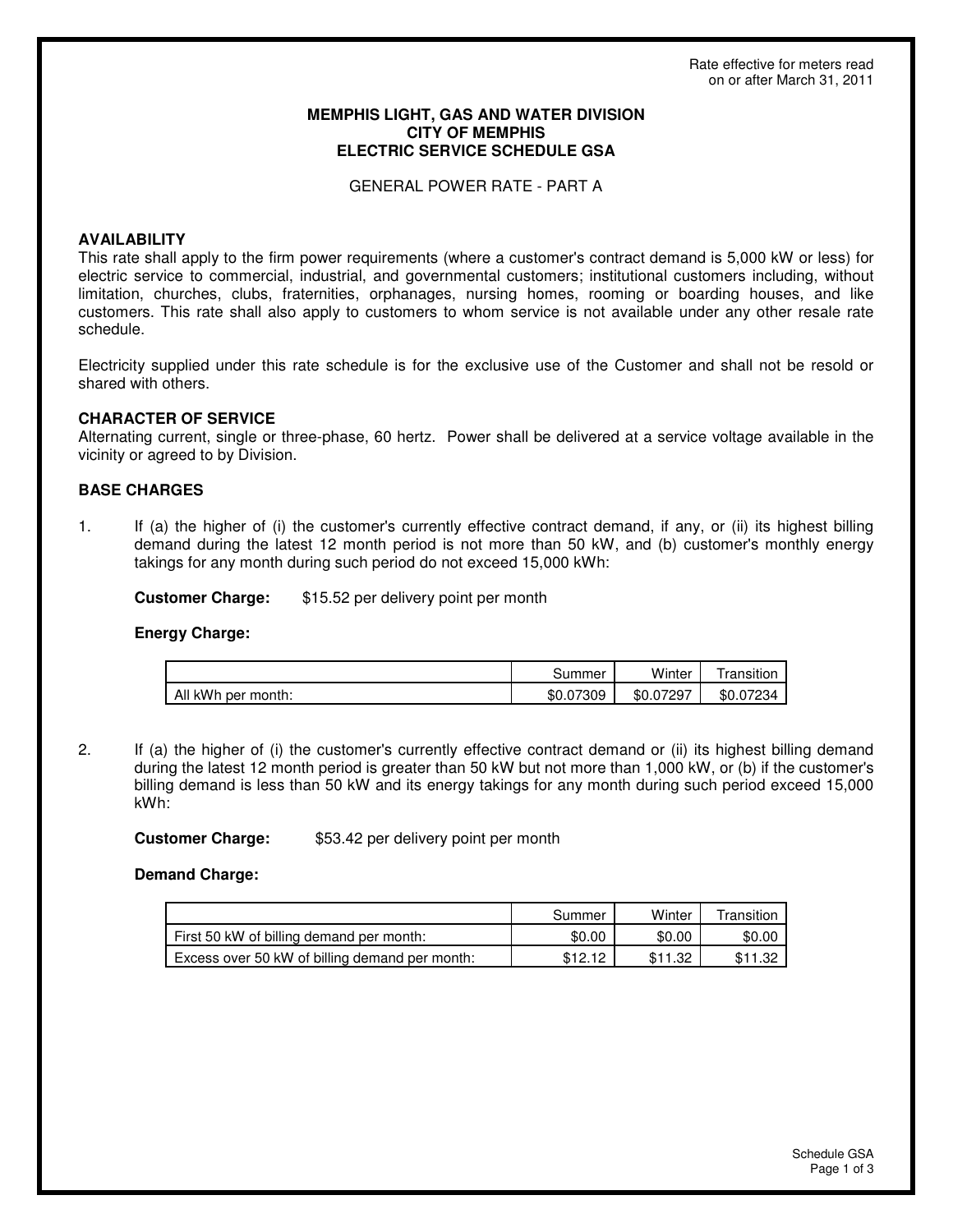Rate effective for meters read on or after March 31, 2011

# MEMPHIS LIGHT, GAS AND WATER DIVISION
# CITY OF MEMPHIS
# ELECTRIC SERVICE SCHEDULE GSA

GENERAL POWER RATE - PART A

## AVAILABILITY

This rate shall apply to the firm power requirements (where a customer's contract demand is 5,000 kW or less) for electric service to commercial, industrial, and governmental customers; institutional customers including, without limitation, churches, clubs, fraternities, orphanages, nursing homes, rooming or boarding houses, and like customers. This rate shall also apply to customers to whom service is not available under any other resale rate schedule.

Electricity supplied under this rate schedule is for the exclusive use of the Customer and shall not be resold or shared with others.

## CHARACTER OF SERVICE

Alternating current, single or three-phase, 60 hertz. Power shall be delivered at a service voltage available in the vicinity or agreed to by Division.

## BASE CHARGES

1. If (a) the higher of (i) the customer's currently effective contract demand, if any, or (ii) its highest billing demand during the latest 12 month period is not more than 50 kW, and (b) customer's monthly energy takings for any month during such period do not exceed 15,000 kWh:

   **Customer Charge:** $15.52 per delivery point per month

   **Energy Charge:**

   | | Summer | Winter | Transition |
   |---|---|---|---|
   | All kWh per month: | $0.07309 | $0.07297 | $0.07234 |

2. If (a) the higher of (i) the customer's currently effective contract demand or (ii) its highest billing demand during the latest 12 month period is greater than 50 kW but not more than 1,000 kW, or (b) if the customer's billing demand is less than 50 kW and its energy takings for any month during such period exceed 15,000 kWh:

   **Customer Charge:** $53.42 per delivery point per month

   **Demand Charge:**

   | | Summer | Winter | Transition |
   |---|---|---|---|
   | First 50 kW of billing demand per month: | $0.00 | $0.00 | $0.00 |
   | Excess over 50 kW of billing demand per month: | $12.12 | $11.32 | $11.32 |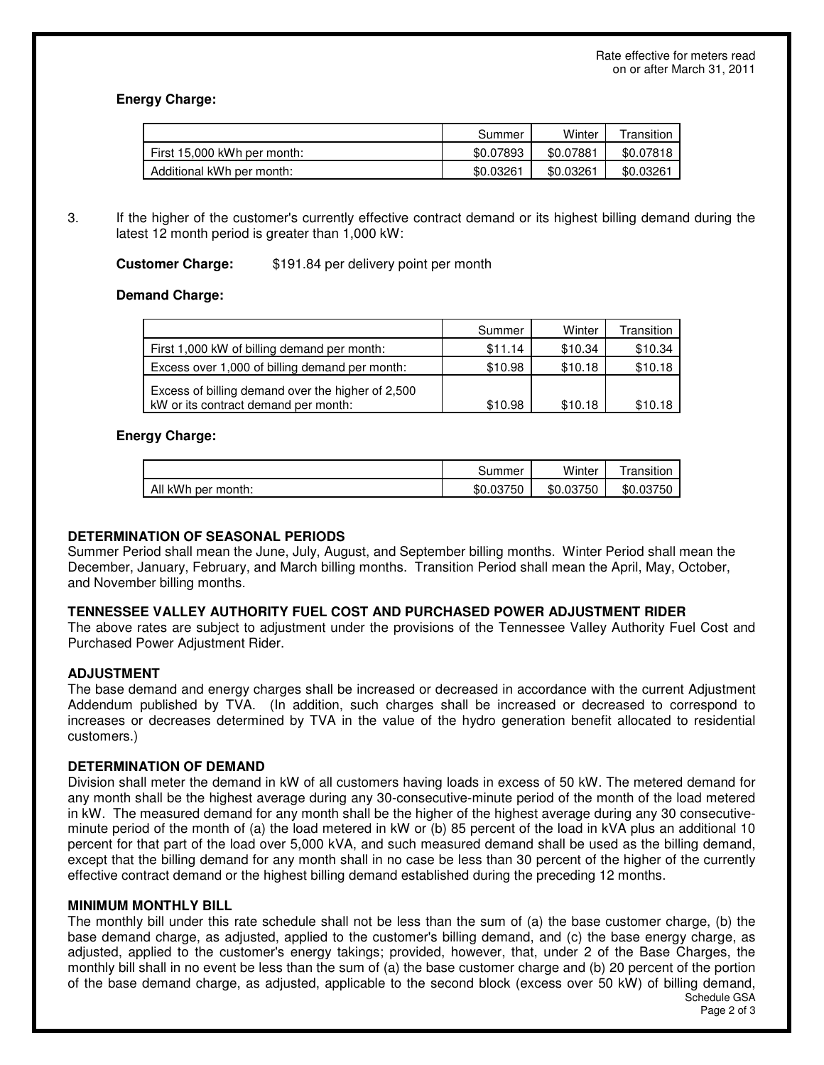Rate effective for meters read on or after March 31, 2011

**Energy Charge:**

| | Summer | Winter | Transition |
|---|---|---|---|
| First 15,000 kWh per month: | $0.07893 | $0.07881 | $0.07818 |
| Additional kWh per month: | $0.03261 | $0.03261 | $0.03261 |

3. If the higher of the customer's currently effective contract demand or its highest billing demand during the latest 12 month period is greater than 1,000 kW:

**Customer Charge:** $191.84 per delivery point per month

**Demand Charge:**

| | Summer | Winter | Transition |
|---|---|---|---|
| First 1,000 kW of billing demand per month: | $11.14 | $10.34 | $10.34 |
| Excess over 1,000 of billing demand per month: | $10.98 | $10.18 | $10.18 |
| Excess of billing demand over the higher of 2,500 kW or its contract demand per month: | $10.98 | $10.18 | $10.18 |

**Energy Charge:**

| | Summer | Winter | Transition |
|---|---|---|---|
| All kWh per month: | $0.03750 | $0.03750 | $0.03750 |

**DETERMINATION OF SEASONAL PERIODS**

Summer Period shall mean the June, July, August, and September billing months. Winter Period shall mean the December, January, February, and March billing months. Transition Period shall mean the April, May, October, and November billing months.

**TENNESSEE VALLEY AUTHORITY FUEL COST AND PURCHASED POWER ADJUSTMENT RIDER**

The above rates are subject to adjustment under the provisions of the Tennessee Valley Authority Fuel Cost and Purchased Power Adjustment Rider.

**ADJUSTMENT**

The base demand and energy charges shall be increased or decreased in accordance with the current Adjustment Addendum published by TVA. (In addition, such charges shall be increased or decreased to correspond to increases or decreases determined by TVA in the value of the hydro generation benefit allocated to residential customers.)

**DETERMINATION OF DEMAND**

Division shall meter the demand in kW of all customers having loads in excess of 50 kW. The metered demand for any month shall be the highest average during any 30-consecutive-minute period of the month of the load metered in kW. The measured demand for any month shall be the higher of the highest average during any 30 consecutive-minute period of the month of (a) the load metered in kW or (b) 85 percent of the load in kVA plus an additional 10 percent for that part of the load over 5,000 kVA, and such measured demand shall be used as the billing demand, except that the billing demand for any month shall in no case be less than 30 percent of the higher of the currently effective contract demand or the highest billing demand established during the preceding 12 months.

**MINIMUM MONTHLY BILL**

The monthly bill under this rate schedule shall not be less than the sum of (a) the base customer charge, (b) the base demand charge, as adjusted, applied to the customer's billing demand, and (c) the base energy charge, as adjusted, applied to the customer's energy takings; provided, however, that, under 2 of the Base Charges, the monthly bill shall in no event be less than the sum of (a) the base customer charge and (b) 20 percent of the portion of the base demand charge, as adjusted, applicable to the second block (excess over 50 kW) of billing demand,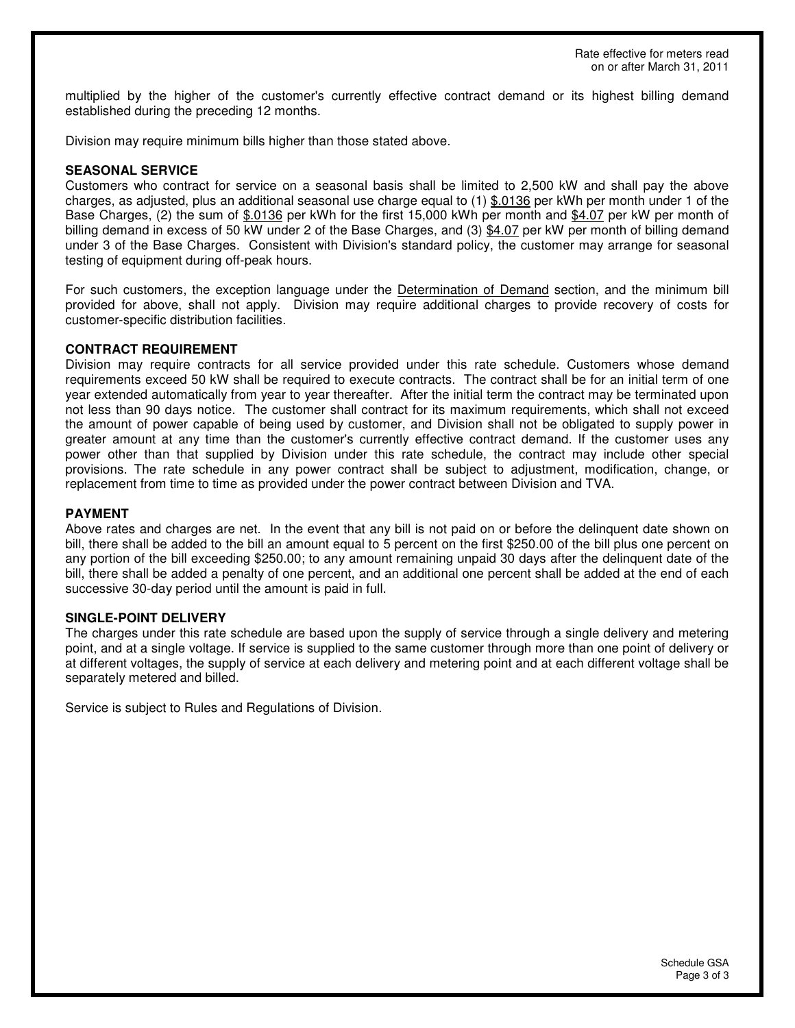multiplied by the higher of the customer's currently effective contract demand or its highest billing demand established during the preceding 12 months.

Division may require minimum bills higher than those stated above.

**SEASONAL SERVICE**

Customers who contract for service on a seasonal basis shall be limited to 2,500 kW and shall pay the above charges, as adjusted, plus an additional seasonal use charge equal to (1) $.0136 per kWh per month under 1 of the Base Charges, (2) the sum of $.0136 per kWh for the first 15,000 kWh per month and $4.07 per kW per month of billing demand in excess of 50 kW under 2 of the Base Charges, and (3) $4.07 per kW per month of billing demand under 3 of the Base Charges. Consistent with Division's standard policy, the customer may arrange for seasonal testing of equipment during off-peak hours.

For such customers, the exception language under the Determination of Demand section, and the minimum bill provided for above, shall not apply. Division may require additional charges to provide recovery of costs for customer-specific distribution facilities.

**CONTRACT REQUIREMENT**

Division may require contracts for all service provided under this rate schedule. Customers whose demand requirements exceed 50 kW shall be required to execute contracts. The contract shall be for an initial term of one year extended automatically from year to year thereafter. After the initial term the contract may be terminated upon not less than 90 days notice. The customer shall contract for its maximum requirements, which shall not exceed the amount of power capable of being used by customer, and Division shall not be obligated to supply power in greater amount at any time than the customer's currently effective contract demand. If the customer uses any power other than that supplied by Division under this rate schedule, the contract may include other special provisions. The rate schedule in any power contract shall be subject to adjustment, modification, change, or replacement from time to time as provided under the power contract between Division and TVA.

**PAYMENT**

Above rates and charges are net. In the event that any bill is not paid on or before the delinquent date shown on bill, there shall be added to the bill an amount equal to 5 percent on the first $250.00 of the bill plus one percent on any portion of the bill exceeding $250.00; to any amount remaining unpaid 30 days after the delinquent date of the bill, there shall be added a penalty of one percent, and an additional one percent shall be added at the end of each successive 30-day period until the amount is paid in full.

**SINGLE-POINT DELIVERY**

The charges under this rate schedule are based upon the supply of service through a single delivery and metering point, and at a single voltage. If service is supplied to the same customer through more than one point of delivery or at different voltages, the supply of service at each delivery and metering point and at each different voltage shall be separately metered and billed.

Service is subject to Rules and Regulations of Division.